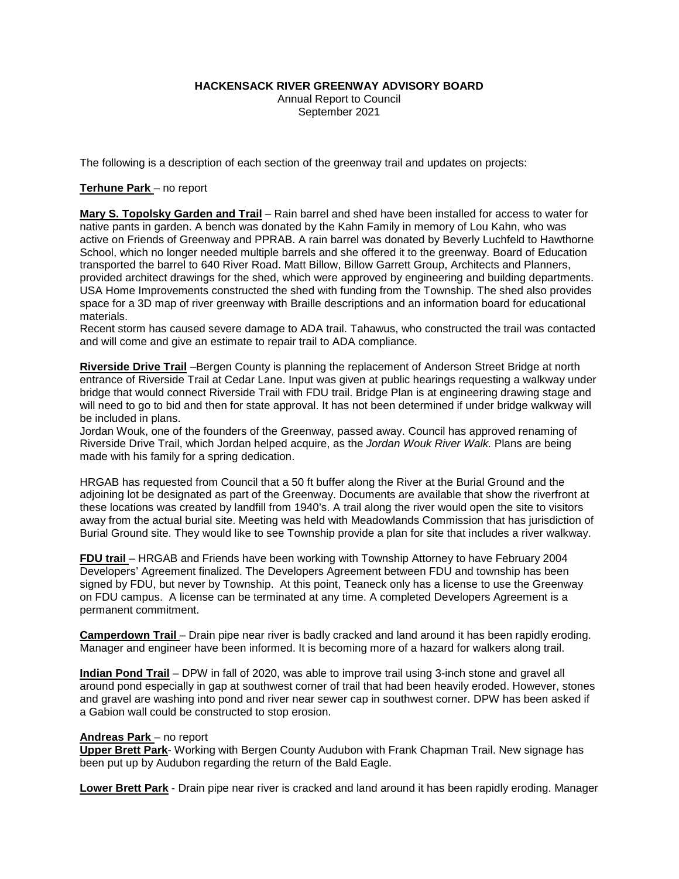**HACKENSACK RIVER GREENWAY ADVISORY BOARD**
Annual Report to Council
September 2021

The following is a description of each section of the greenway trail and updates on projects:

**Terhune Park** – no report

**Mary S. Topolsky Garden and Trail** – Rain barrel and shed have been installed for access to water for native pants in garden. A bench was donated by the Kahn Family in memory of Lou Kahn, who was active on Friends of Greenway and PPRAB. A rain barrel was donated by Beverly Luchfeld to Hawthorne School, which no longer needed multiple barrels and she offered it to the greenway. Board of Education transported the barrel to 640 River Road. Matt Billow, Billow Garrett Group, Architects and Planners, provided architect drawings for the shed, which were approved by engineering and building departments. USA Home Improvements constructed the shed with funding from the Township. The shed also provides space for a 3D map of river greenway with Braille descriptions and an information board for educational materials.
Recent storm has caused severe damage to ADA trail. Tahawus, who constructed the trail was contacted and will come and give an estimate to repair trail to ADA compliance.

**Riverside Drive Trail** –Bergen County is planning the replacement of Anderson Street Bridge at north entrance of Riverside Trail at Cedar Lane. Input was given at public hearings requesting a walkway under bridge that would connect Riverside Trail with FDU trail. Bridge Plan is at engineering drawing stage and will need to go to bid and then for state approval. It has not been determined if under bridge walkway will be included in plans.
Jordan Wouk, one of the founders of the Greenway, passed away. Council has approved renaming of Riverside Drive Trail, which Jordan helped acquire, as the *Jordan Wouk River Walk.* Plans are being made with his family for a spring dedication.

HRGAB has requested from Council that a 50 ft buffer along the River at the Burial Ground and the adjoining lot be designated as part of the Greenway. Documents are available that show the riverfront at these locations was created by landfill from 1940's. A trail along the river would open the site to visitors away from the actual burial site. Meeting was held with Meadowlands Commission that has jurisdiction of Burial Ground site. They would like to see Township provide a plan for site that includes a river walkway.

**FDU trail** – HRGAB and Friends have been working with Township Attorney to have February 2004 Developers' Agreement finalized. The Developers Agreement between FDU and township has been signed by FDU, but never by Township. At this point, Teaneck only has a license to use the Greenway on FDU campus. A license can be terminated at any time. A completed Developers Agreement is a permanent commitment.

**Camperdown Trail** – Drain pipe near river is badly cracked and land around it has been rapidly eroding. Manager and engineer have been informed. It is becoming more of a hazard for walkers along trail.

**Indian Pond Trail** – DPW in fall of 2020, was able to improve trail using 3-inch stone and gravel all around pond especially in gap at southwest corner of trail that had been heavily eroded. However, stones and gravel are washing into pond and river near sewer cap in southwest corner. DPW has been asked if a Gabion wall could be constructed to stop erosion.

**Andreas Park** – no report
**Upper Brett Park**- Working with Bergen County Audubon with Frank Chapman Trail. New signage has been put up by Audubon regarding the return of the Bald Eagle.

**Lower Brett Park** - Drain pipe near river is cracked and land around it has been rapidly eroding. Manager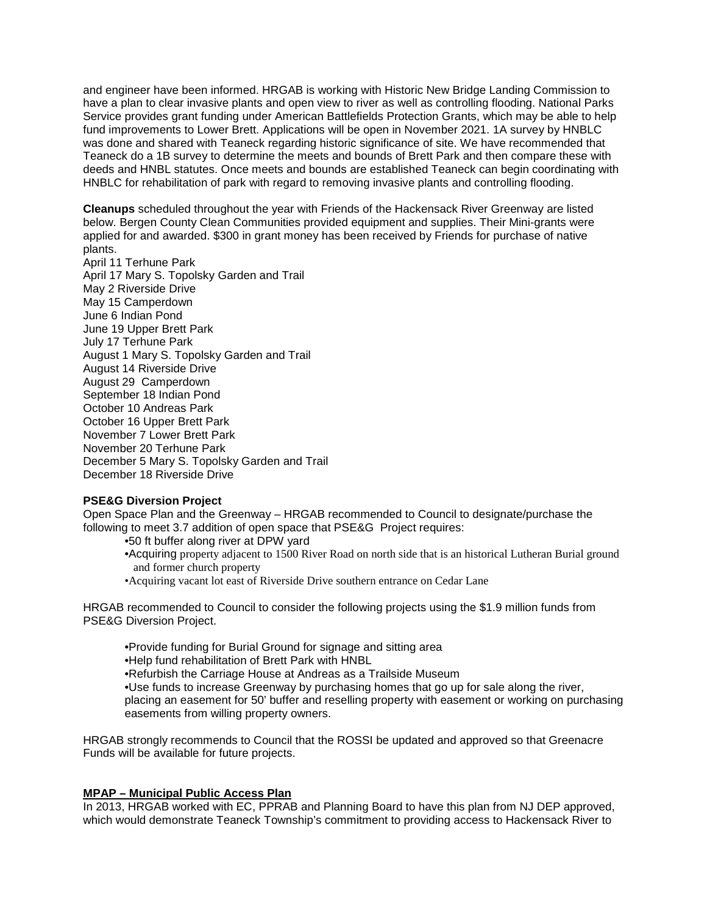and engineer have been informed. HRGAB is working with Historic New Bridge Landing Commission to have a plan to clear invasive plants and open view to river as well as controlling flooding. National Parks Service provides grant funding under American Battlefields Protection Grants, which may be able to help fund improvements to Lower Brett. Applications will be open in November 2021. 1A survey by HNBLC was done and shared with Teaneck regarding historic significance of site. We have recommended that Teaneck do a 1B survey to determine the meets and bounds of Brett Park and then compare these with deeds and HNBL statutes. Once meets and bounds are established Teaneck can begin coordinating with HNBLC for rehabilitation of park with regard to removing invasive plants and controlling flooding.

**Cleanups** scheduled throughout the year with Friends of the Hackensack River Greenway are listed below. Bergen County Clean Communities provided equipment and supplies. Their Mini-grants were applied for and awarded. $300 in grant money has been received by Friends for purchase of native plants.

April 11 Terhune Park
April 17 Mary S. Topolsky Garden and Trail
May 2 Riverside Drive
May 15 Camperdown
June 6 Indian Pond
June 19 Upper Brett Park
July 17 Terhune Park
August 1 Mary S. Topolsky Garden and Trail
August 14 Riverside Drive
August 29 Camperdown
September 18 Indian Pond
October 10 Andreas Park
October 16 Upper Brett Park
November 7 Lower Brett Park
November 20 Terhune Park
December 5 Mary S. Topolsky Garden and Trail
December 18 Riverside Drive

**PSE&G Diversion Project**

Open Space Plan and the Greenway – HRGAB recommended to Council to designate/purchase the following to meet 3.7 addition of open space that PSE&G Project requires:

- 50 ft buffer along river at DPW yard
- Acquiring property adjacent to 1500 River Road on north side that is an historical Lutheran Burial ground and former church property
- Acquiring vacant lot east of Riverside Drive southern entrance on Cedar Lane

HRGAB recommended to Council to consider the following projects using the $1.9 million funds from PSE&G Diversion Project.

- Provide funding for Burial Ground for signage and sitting area
- Help fund rehabilitation of Brett Park with HNBL
- Refurbish the Carriage House at Andreas as a Trailside Museum
- Use funds to increase Greenway by purchasing homes that go up for sale along the river, placing an easement for 50' buffer and reselling property with easement or working on purchasing easements from willing property owners.

HRGAB strongly recommends to Council that the ROSSI be updated and approved so that Greenacre Funds will be available for future projects.

**MPAP – Municipal Public Access Plan**

In 2013, HRGAB worked with EC, PPRAB and Planning Board to have this plan from NJ DEP approved, which would demonstrate Teaneck Township's commitment to providing access to Hackensack River to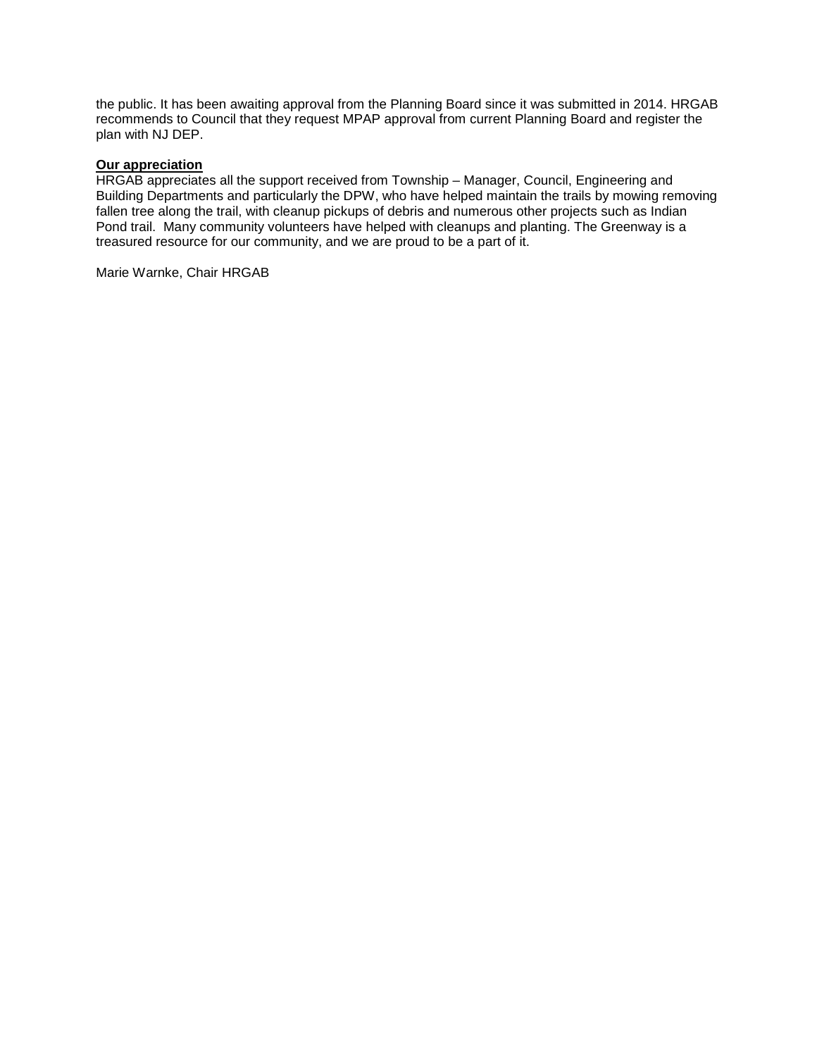the public. It has been awaiting approval from the Planning Board since it was submitted in 2014. HRGAB recommends to Council that they request MPAP approval from current Planning Board and register the plan with NJ DEP.

**Our appreciation**

HRGAB appreciates all the support received from Township – Manager, Council, Engineering and Building Departments and particularly the DPW, who have helped maintain the trails by mowing removing fallen tree along the trail, with cleanup pickups of debris and numerous other projects such as Indian Pond trail. Many community volunteers have helped with cleanups and planting. The Greenway is a treasured resource for our community, and we are proud to be a part of it.

Marie Warnke, Chair HRGAB